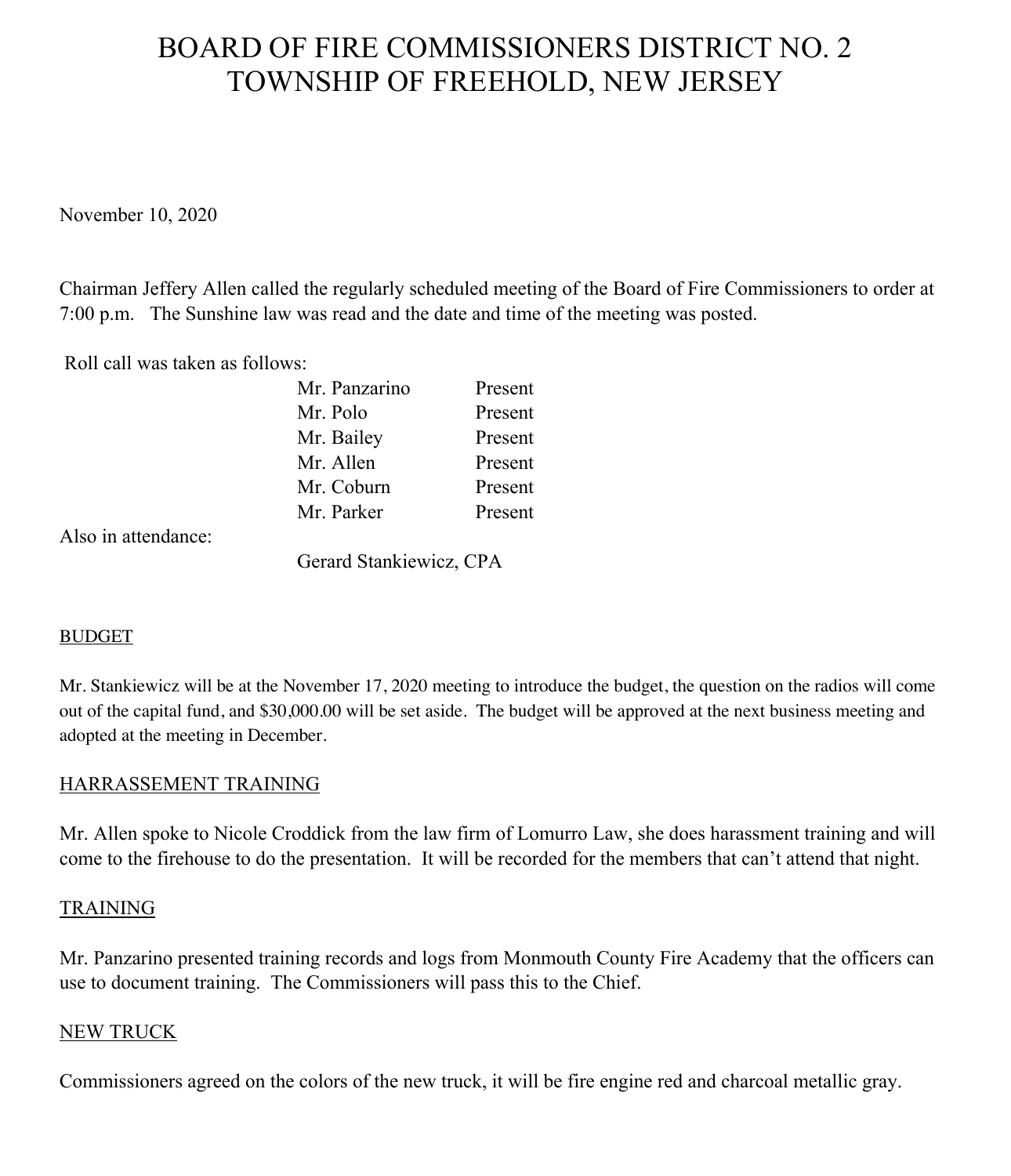# BOARD OF FIRE COMMISSIONERS DISTRICT NO. 2
# TOWNSHIP OF FREEHOLD, NEW JERSEY

November 10, 2020

Chairman Jeffery Allen called the regularly scheduled meeting of the Board of Fire Commissioners to order at 7:00 p.m. The Sunshine law was read and the date and time of the meeting was posted.

Roll call was taken as follows:

| | |
|---|---|
| Mr. Panzarino | Present |
| Mr. Polo | Present |
| Mr. Bailey | Present |
| Mr. Allen | Present |
| Mr. Coburn | Present |
| Mr. Parker | Present |

Also in attendance:

Gerard Stankiewicz, CPA

## BUDGET

Mr. Stankiewicz will be at the November 17, 2020 meeting to introduce the budget, the question on the radios will come out of the capital fund, and $30,000.00 will be set aside. The budget will be approved at the next business meeting and adopted at the meeting in December.

## HARRASSEMENT TRAINING

Mr. Allen spoke to Nicole Croddick from the law firm of Lomurro Law, she does harassment training and will come to the firehouse to do the presentation. It will be recorded for the members that can't attend that night.

## TRAINING

Mr. Panzarino presented training records and logs from Monmouth County Fire Academy that the officers can use to document training. The Commissioners will pass this to the Chief.

## NEW TRUCK

Commissioners agreed on the colors of the new truck, it will be fire engine red and charcoal metallic gray.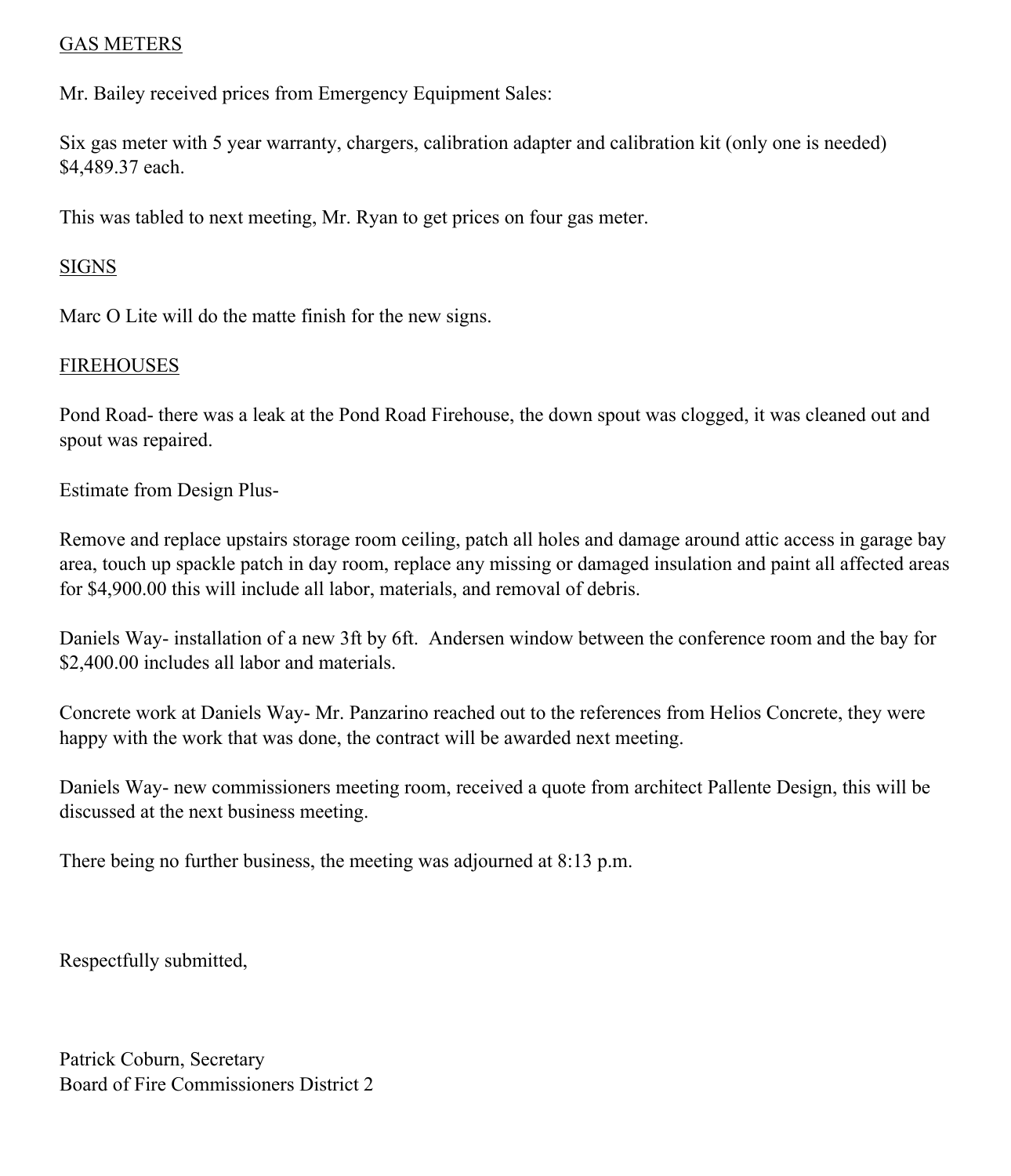GAS METERS

Mr. Bailey received prices from Emergency Equipment Sales:

Six gas meter with 5 year warranty, chargers, calibration adapter and calibration kit (only one is needed) $4,489.37 each.

This was tabled to next meeting, Mr. Ryan to get prices on four gas meter.

SIGNS

Marc O Lite will do the matte finish for the new signs.

FIREHOUSES

Pond Road- there was a leak at the Pond Road Firehouse, the down spout was clogged, it was cleaned out and spout was repaired.

Estimate from Design Plus-

Remove and replace upstairs storage room ceiling, patch all holes and damage around attic access in garage bay area, touch up spackle patch in day room, replace any missing or damaged insulation and paint all affected areas for $4,900.00 this will include all labor, materials, and removal of debris.

Daniels Way- installation of a new 3ft by 6ft.  Andersen window between the conference room and the bay for $2,400.00 includes all labor and materials.

Concrete work at Daniels Way- Mr. Panzarino reached out to the references from Helios Concrete, they were happy with the work that was done, the contract will be awarded next meeting.

Daniels Way- new commissioners meeting room, received a quote from architect Pallente Design, this will be discussed at the next business meeting.

There being no further business, the meeting was adjourned at 8:13 p.m.

Respectfully submitted,

Patrick Coburn, Secretary
Board of Fire Commissioners District 2